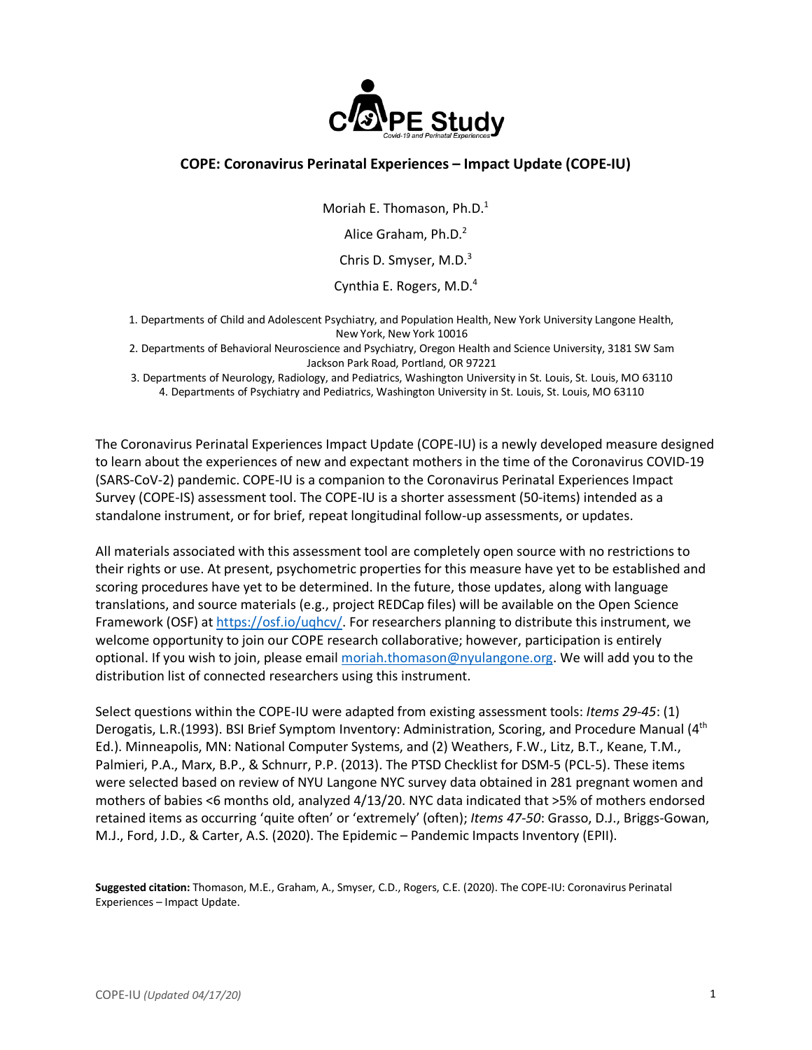# COPE: Coronavirus Perinatal Experiences – Impact Update (COPE-IU)

Moriah E. Thomason, Ph.D.[1]

Alice Graham, Ph.D.[2]

Chris D. Smyser, M.D.[3]

Cynthia E. Rogers, M.D.[4]

1. Departments of Child and Adolescent Psychiatry, and Population Health, New York University Langone Health, New York, New York 10016
2. Departments of Behavioral Neuroscience and Psychiatry, Oregon Health and Science University, 3181 SW Sam Jackson Park Road, Portland, OR 97221
3. Departments of Neurology, Radiology, and Pediatrics, Washington University in St. Louis, St. Louis, MO 63110
4. Departments of Psychiatry and Pediatrics, Washington University in St. Louis, St. Louis, MO 63110

The Coronavirus Perinatal Experiences Impact Update (COPE-IU) is a newly developed measure designed to learn about the experiences of new and expectant mothers in the time of the Coronavirus COVID-19 (SARS-CoV-2) pandemic. COPE-IU is a companion to the Coronavirus Perinatal Experiences Impact Survey (COPE-IS) assessment tool. The COPE-IU is a shorter assessment (50-items) intended as a standalone instrument, or for brief, repeat longitudinal follow-up assessments, or updates.

All materials associated with this assessment tool are completely open source with no restrictions to their rights or use. At present, psychometric properties for this measure have yet to be established and scoring procedures have yet to be determined. In the future, those updates, along with language translations, and source materials (e.g., project REDCap files) will be available on the Open Science Framework (OSF) at https://osf.io/uqhcv/. For researchers planning to distribute this instrument, we welcome opportunity to join our COPE research collaborative; however, participation is entirely optional. If you wish to join, please email moriah.thomason@nyulangone.org. We will add you to the distribution list of connected researchers using this instrument.

Select questions within the COPE-IU were adapted from existing assessment tools: *Items 29-45*: (1) Derogatis, L.R.(1993). BSI Brief Symptom Inventory: Administration, Scoring, and Procedure Manual (4th Ed.). Minneapolis, MN: National Computer Systems, and (2) Weathers, F.W., Litz, B.T., Keane, T.M., Palmieri, P.A., Marx, B.P., & Schnurr, P.P. (2013). The PTSD Checklist for DSM-5 (PCL-5). These items were selected based on review of NYU Langone NYC survey data obtained in 281 pregnant women and mothers of babies <6 months old, analyzed 4/13/20. NYC data indicated that >5% of mothers endorsed retained items as occurring 'quite often' or 'extremely' (often); *Items 47-50*: Grasso, D.J., Briggs-Gowan, M.J., Ford, J.D., & Carter, A.S. (2020). The Epidemic – Pandemic Impacts Inventory (EPII).

**Suggested citation:** Thomason, M.E., Graham, A., Smyser, C.D., Rogers, C.E. (2020). The COPE-IU: Coronavirus Perinatal Experiences – Impact Update.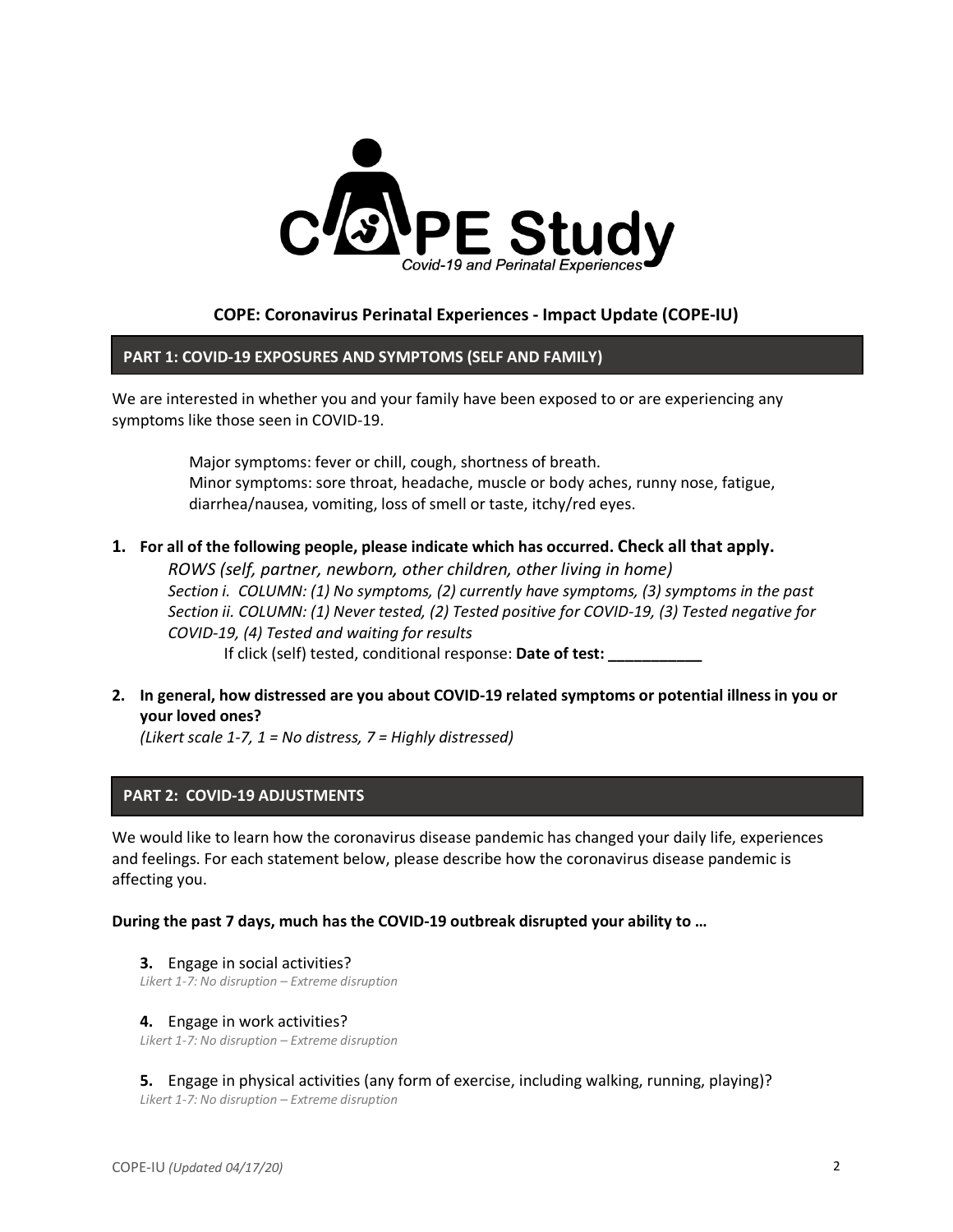# COPE Study

*Covid-19 and Perinatal Experiences*

## COPE: Coronavirus Perinatal Experiences - Impact Update (COPE-IU)

### PART 1: COVID-19 EXPOSURES AND SYMPTOMS (SELF AND FAMILY)

We are interested in whether you and your family have been exposed to or are experiencing any symptoms like those seen in COVID-19.

> Major symptoms: fever or chill, cough, shortness of breath.
> Minor symptoms: sore throat, headache, muscle or body aches, runny nose, fatigue, diarrhea/nausea, vomiting, loss of smell or taste, itchy/red eyes.

1. **For all of the following people, please indicate which has occurred. Check all that apply.**
   *ROWS (self, partner, newborn, other children, other living in home)*
   *Section i. COLUMN: (1) No symptoms, (2) currently have symptoms, (3) symptoms in the past*
   *Section ii. COLUMN: (1) Never tested, (2) Tested positive for COVID-19, (3) Tested negative for COVID-19, (4) Tested and waiting for results*
   If click (self) tested, conditional response: **Date of test: ___________**

2. **In general, how distressed are you about COVID-19 related symptoms or potential illness in you or your loved ones?**
   *(Likert scale 1-7, 1 = No distress, 7 = Highly distressed)*

### PART 2: COVID-19 ADJUSTMENTS

We would like to learn how the coronavirus disease pandemic has changed your daily life, experiences and feelings. For each statement below, please describe how the coronavirus disease pandemic is affecting you.

**During the past 7 days, much has the COVID-19 outbreak disrupted your ability to …**

**3.** Engage in social activities?
*Likert 1-7: No disruption – Extreme disruption*

**4.** Engage in work activities?
*Likert 1-7: No disruption – Extreme disruption*

**5.** Engage in physical activities (any form of exercise, including walking, running, playing)?
*Likert 1-7: No disruption – Extreme disruption*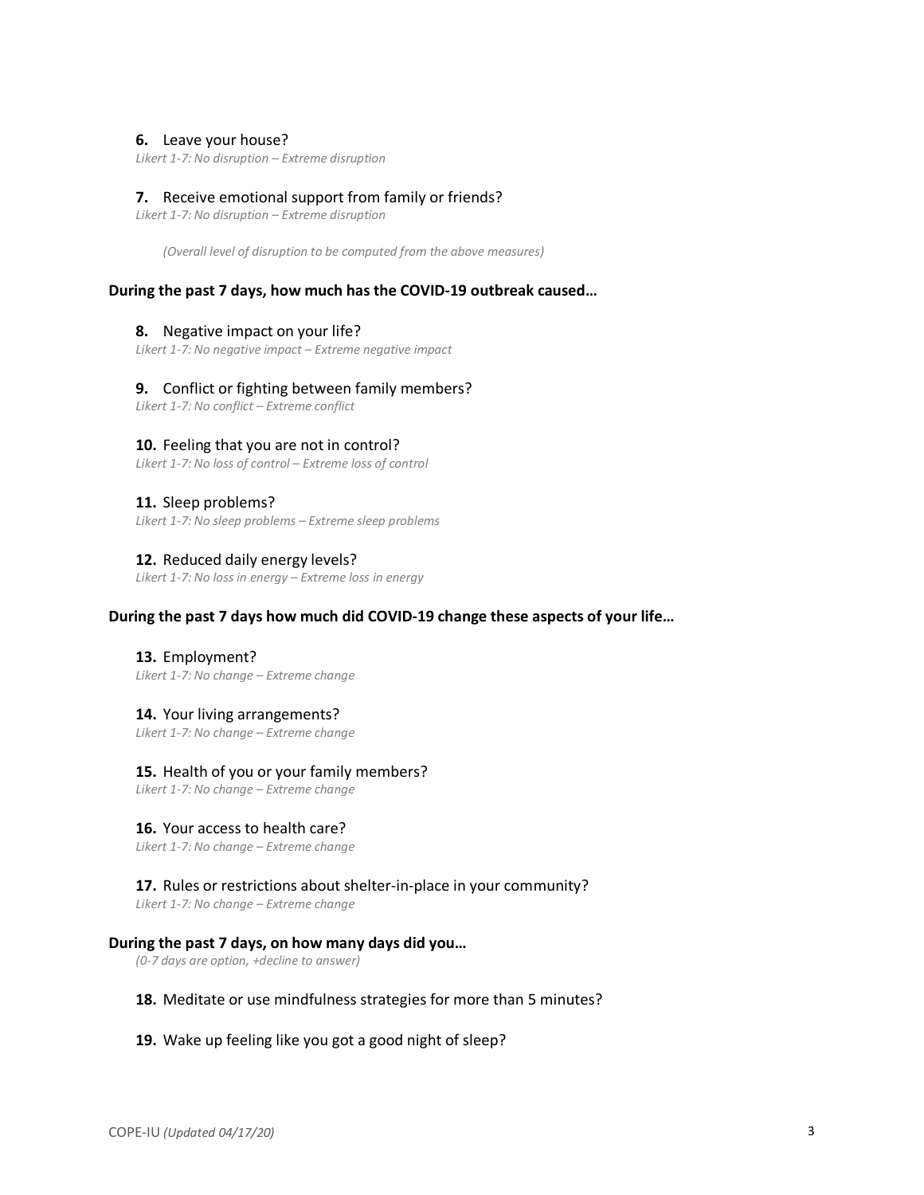**6.** Leave your house?
*Likert 1-7: No disruption – Extreme disruption*

**7.** Receive emotional support from family or friends?
*Likert 1-7: No disruption – Extreme disruption*

*(Overall level of disruption to be computed from the above measures)*

**During the past 7 days, how much has the COVID-19 outbreak caused…**

**8.** Negative impact on your life?
*Likert 1-7: No negative impact – Extreme negative impact*

**9.** Conflict or fighting between family members?
*Likert 1-7: No conflict – Extreme conflict*

**10.** Feeling that you are not in control?
*Likert 1-7: No loss of control – Extreme loss of control*

**11.** Sleep problems?
*Likert 1-7: No sleep problems – Extreme sleep problems*

**12.** Reduced daily energy levels?
*Likert 1-7: No loss in energy – Extreme loss in energy*

**During the past 7 days how much did COVID-19 change these aspects of your life…**

**13.** Employment?
*Likert 1-7: No change – Extreme change*

**14.** Your living arrangements?
*Likert 1-7: No change – Extreme change*

**15.** Health of you or your family members?
*Likert 1-7: No change – Extreme change*

**16.** Your access to health care?
*Likert 1-7: No change – Extreme change*

**17.** Rules or restrictions about shelter-in-place in your community?
*Likert 1-7: No change – Extreme change*

**During the past 7 days, on how many days did you…**
*(0-7 days are option, +decline to answer)*

**18.** Meditate or use mindfulness strategies for more than 5 minutes?

**19.** Wake up feeling like you got a good night of sleep?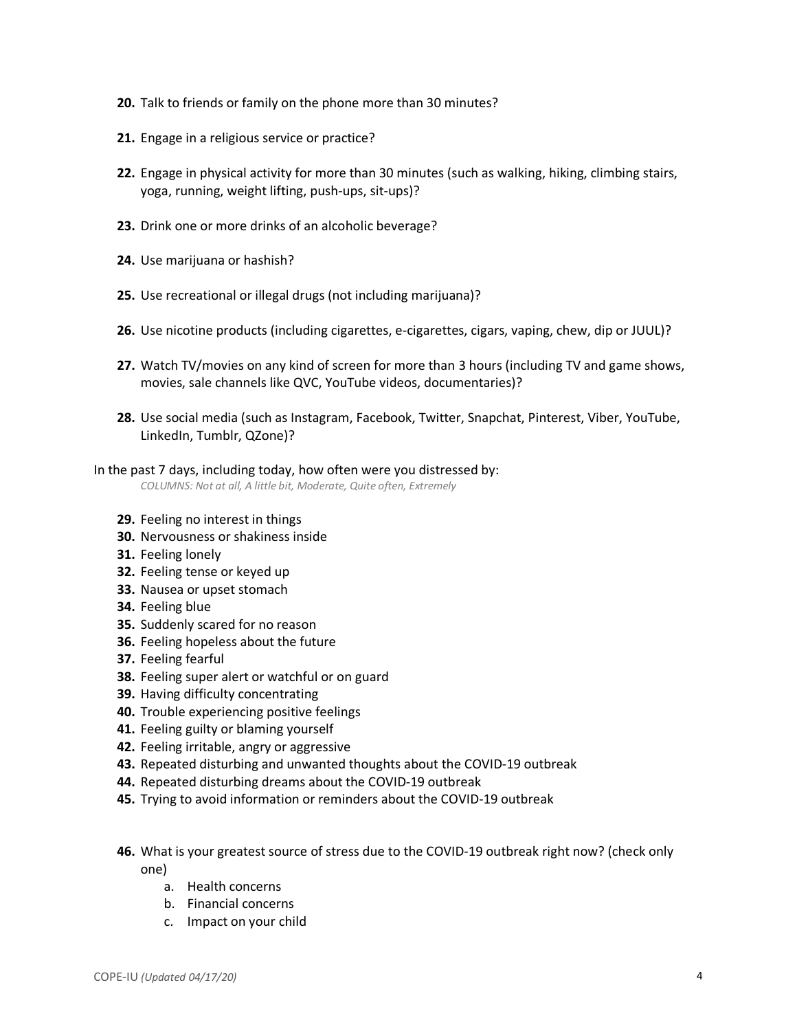**20.** Talk to friends or family on the phone more than 30 minutes?

**21.** Engage in a religious service or practice?

**22.** Engage in physical activity for more than 30 minutes (such as walking, hiking, climbing stairs, yoga, running, weight lifting, push-ups, sit-ups)?

**23.** Drink one or more drinks of an alcoholic beverage?

**24.** Use marijuana or hashish?

**25.** Use recreational or illegal drugs (not including marijuana)?

**26.** Use nicotine products (including cigarettes, e-cigarettes, cigars, vaping, chew, dip or JUUL)?

**27.** Watch TV/movies on any kind of screen for more than 3 hours (including TV and game shows, movies, sale channels like QVC, YouTube videos, documentaries)?

**28.** Use social media (such as Instagram, Facebook, Twitter, Snapchat, Pinterest, Viber, YouTube, LinkedIn, Tumblr, QZone)?

In the past 7 days, including today, how often were you distressed by:
*COLUMNS: Not at all, A little bit, Moderate, Quite often, Extremely*

**29.** Feeling no interest in things
**30.** Nervousness or shakiness inside
**31.** Feeling lonely
**32.** Feeling tense or keyed up
**33.** Nausea or upset stomach
**34.** Feeling blue
**35.** Suddenly scared for no reason
**36.** Feeling hopeless about the future
**37.** Feeling fearful
**38.** Feeling super alert or watchful or on guard
**39.** Having difficulty concentrating
**40.** Trouble experiencing positive feelings
**41.** Feeling guilty or blaming yourself
**42.** Feeling irritable, angry or aggressive
**43.** Repeated disturbing and unwanted thoughts about the COVID-19 outbreak
**44.** Repeated disturbing dreams about the COVID-19 outbreak
**45.** Trying to avoid information or reminders about the COVID-19 outbreak

**46.** What is your greatest source of stress due to the COVID-19 outbreak right now? (check only one)
   a. Health concerns
   b. Financial concerns
   c. Impact on your child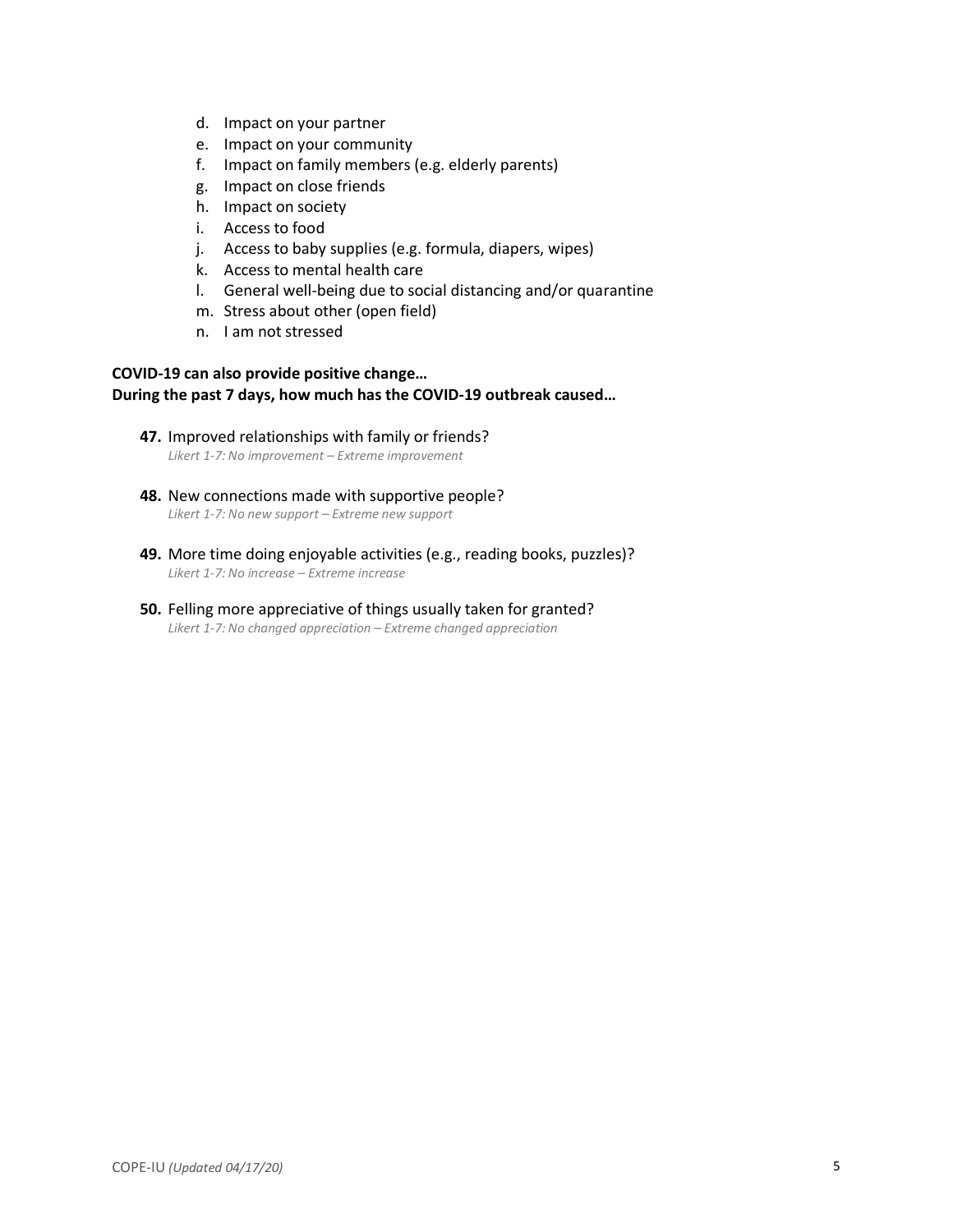d. Impact on your partner
e. Impact on your community
f. Impact on family members (e.g. elderly parents)
g. Impact on close friends
h. Impact on society
i. Access to food
j. Access to baby supplies (e.g. formula, diapers, wipes)
k. Access to mental health care
l. General well-being due to social distancing and/or quarantine
m. Stress about other (open field)
n. I am not stressed

**COVID-19 can also provide positive change…**
**During the past 7 days, how much has the COVID-19 outbreak caused…**

**47.** Improved relationships with family or friends?
*Likert 1-7: No improvement – Extreme improvement*

**48.** New connections made with supportive people?
*Likert 1-7: No new support – Extreme new support*

**49.** More time doing enjoyable activities (e.g., reading books, puzzles)?
*Likert 1-7: No increase – Extreme increase*

**50.** Felling more appreciative of things usually taken for granted?
*Likert 1-7: No changed appreciation – Extreme changed appreciation*